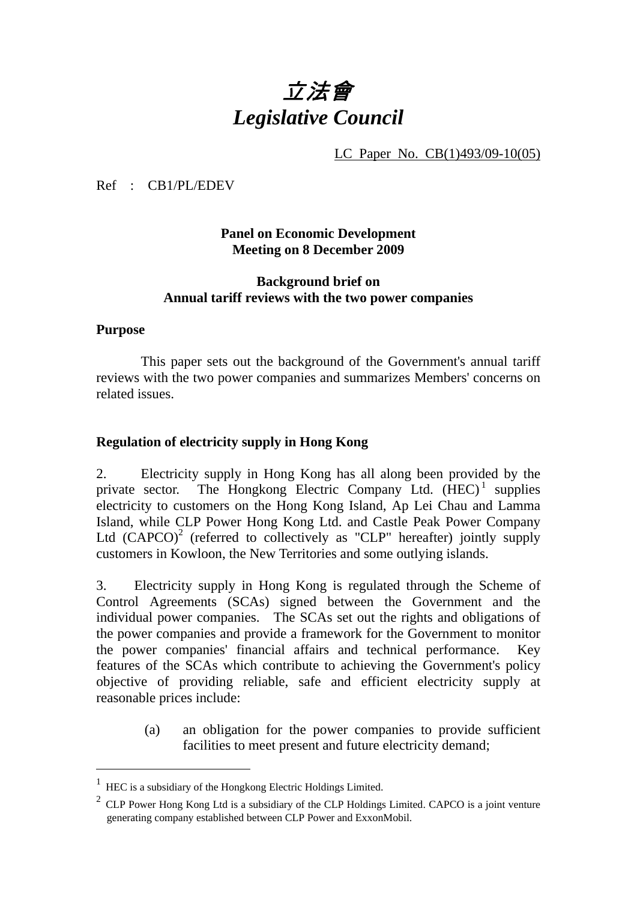# *立法會*
# *Legislative Council*

LC Paper No. CB(1)493/09-10(05)

Ref : CB1/PL/EDEV

**Panel on Economic Development**
**Meeting on 8 December 2009**

**Background brief on**
**Annual tariff reviews with the two power companies**

**Purpose**

This paper sets out the background of the Government's annual tariff reviews with the two power companies and summarizes Members' concerns on related issues.

**Regulation of electricity supply in Hong Kong**

2. Electricity supply in Hong Kong has all along been provided by the private sector. The Hongkong Electric Company Ltd. (HEC)[1] supplies electricity to customers on the Hong Kong Island, Ap Lei Chau and Lamma Island, while CLP Power Hong Kong Ltd. and Castle Peak Power Company Ltd (CAPCO)[2] (referred to collectively as "CLP" hereafter) jointly supply customers in Kowloon, the New Territories and some outlying islands.

3. Electricity supply in Hong Kong is regulated through the Scheme of Control Agreements (SCAs) signed between the Government and the individual power companies. The SCAs set out the rights and obligations of the power companies and provide a framework for the Government to monitor the power companies' financial affairs and technical performance. Key features of the SCAs which contribute to achieving the Government's policy objective of providing reliable, safe and efficient electricity supply at reasonable prices include:

(a) an obligation for the power companies to provide sufficient facilities to meet present and future electricity demand;

---

[1] HEC is a subsidiary of the Hongkong Electric Holdings Limited.

[2] CLP Power Hong Kong Ltd is a subsidiary of the CLP Holdings Limited. CAPCO is a joint venture generating company established between CLP Power and ExxonMobil.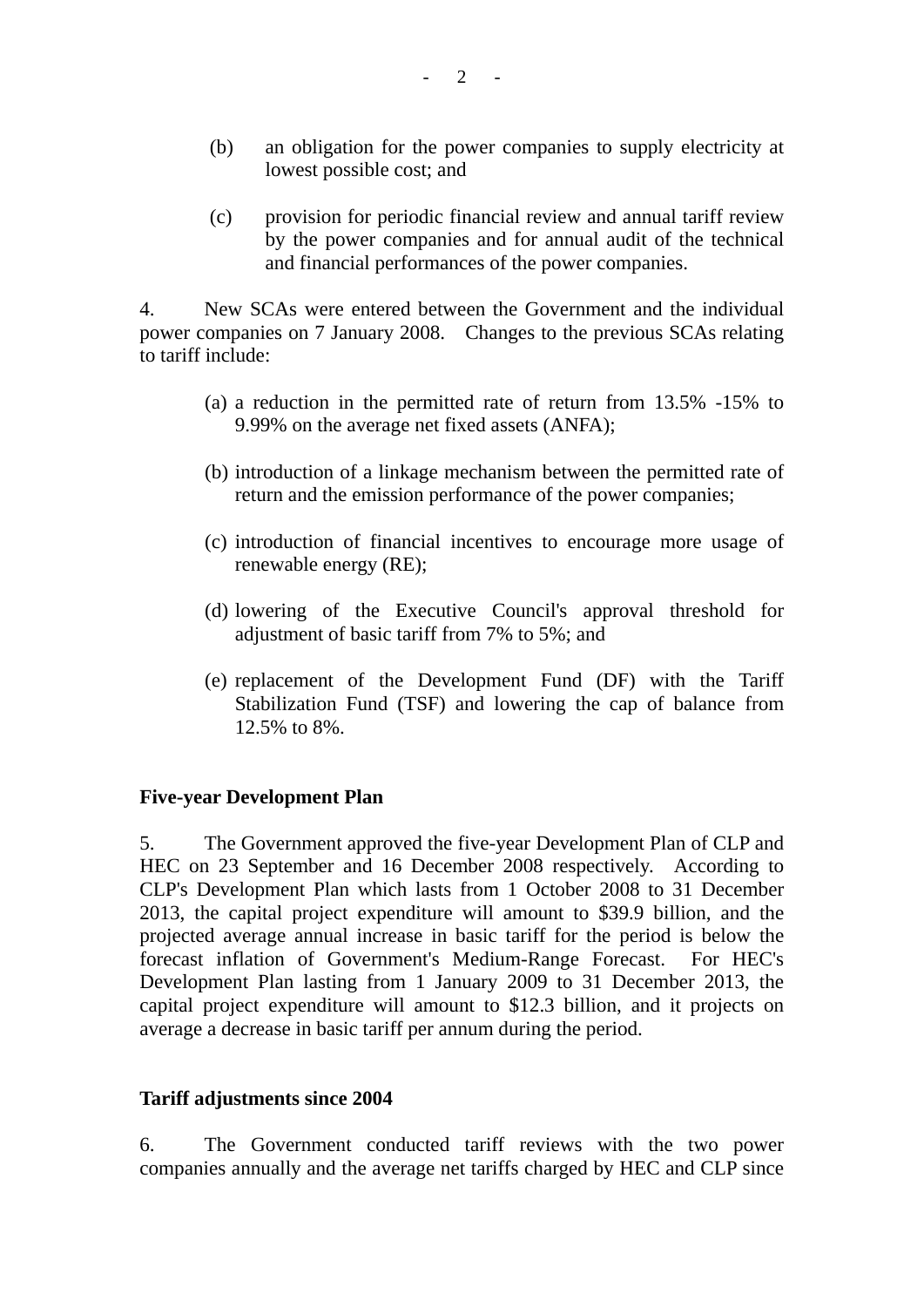(b) an obligation for the power companies to supply electricity at lowest possible cost; and

(c) provision for periodic financial review and annual tariff review by the power companies and for annual audit of the technical and financial performances of the power companies.

4. New SCAs were entered between the Government and the individual power companies on 7 January 2008. Changes to the previous SCAs relating to tariff include:

(a) a reduction in the permitted rate of return from 13.5% -15% to 9.99% on the average net fixed assets (ANFA);

(b) introduction of a linkage mechanism between the permitted rate of return and the emission performance of the power companies;

(c) introduction of financial incentives to encourage more usage of renewable energy (RE);

(d) lowering of the Executive Council's approval threshold for adjustment of basic tariff from 7% to 5%; and

(e) replacement of the Development Fund (DF) with the Tariff Stabilization Fund (TSF) and lowering the cap of balance from 12.5% to 8%.

**Five-year Development Plan**

5. The Government approved the five-year Development Plan of CLP and HEC on 23 September and 16 December 2008 respectively. According to CLP's Development Plan which lasts from 1 October 2008 to 31 December 2013, the capital project expenditure will amount to $39.9 billion, and the projected average annual increase in basic tariff for the period is below the forecast inflation of Government's Medium-Range Forecast. For HEC's Development Plan lasting from 1 January 2009 to 31 December 2013, the capital project expenditure will amount to $12.3 billion, and it projects on average a decrease in basic tariff per annum during the period.

**Tariff adjustments since 2004**

6. The Government conducted tariff reviews with the two power companies annually and the average net tariffs charged by HEC and CLP since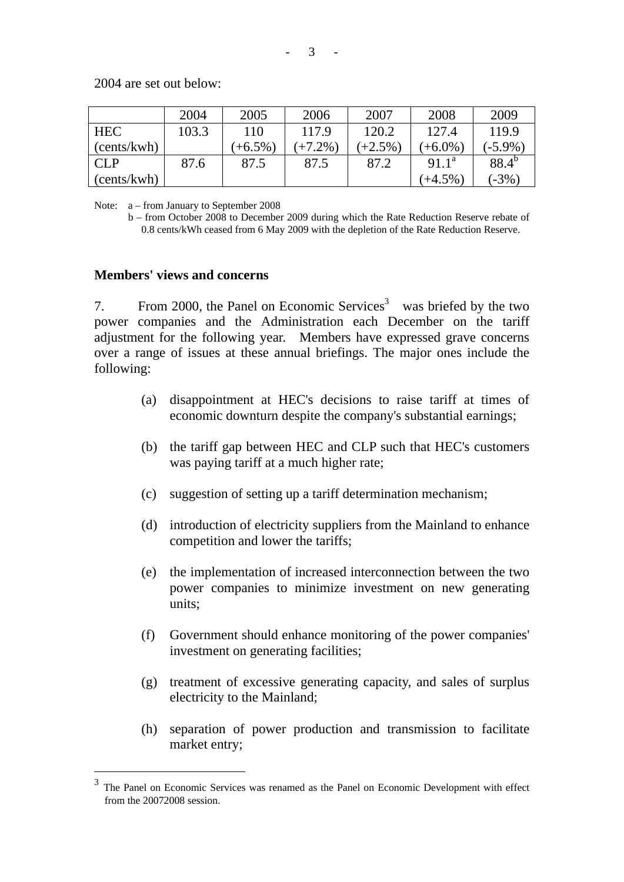2004 are set out below:

| | 2004 | 2005 | 2006 | 2007 | 2008 | 2009 |
|---|---|---|---|---|---|---|
| HEC (cents/kwh) | 103.3 | 110 (+6.5%) | 117.9 (+7.2%) | 120.2 (+2.5%) | 127.4 (+6.0%) | 119.9 (-5.9%) |
| CLP (cents/kwh) | 87.6 | 87.5 | 87.5 | 87.2 | 91.1[a] (+4.5%) | 88.4[b] (-3%) |

Note: a – from January to September 2008
b – from October 2008 to December 2009 during which the Rate Reduction Reserve rebate of 0.8 cents/kWh ceased from 6 May 2009 with the depletion of the Rate Reduction Reserve.

**Members' views and concerns**

7. From 2000, the Panel on Economic Services[3] was briefed by the two power companies and the Administration each December on the tariff adjustment for the following year. Members have expressed grave concerns over a range of issues at these annual briefings. The major ones include the following:

(a) disappointment at HEC's decisions to raise tariff at times of economic downturn despite the company's substantial earnings;

(b) the tariff gap between HEC and CLP such that HEC's customers was paying tariff at a much higher rate;

(c) suggestion of setting up a tariff determination mechanism;

(d) introduction of electricity suppliers from the Mainland to enhance competition and lower the tariffs;

(e) the implementation of increased interconnection between the two power companies to minimize investment on new generating units;

(f) Government should enhance monitoring of the power companies' investment on generating facilities;

(g) treatment of excessive generating capacity, and sales of surplus electricity to the Mainland;

(h) separation of power production and transmission to facilitate market entry;

[3] The Panel on Economic Services was renamed as the Panel on Economic Development with effect from the 20072008 session.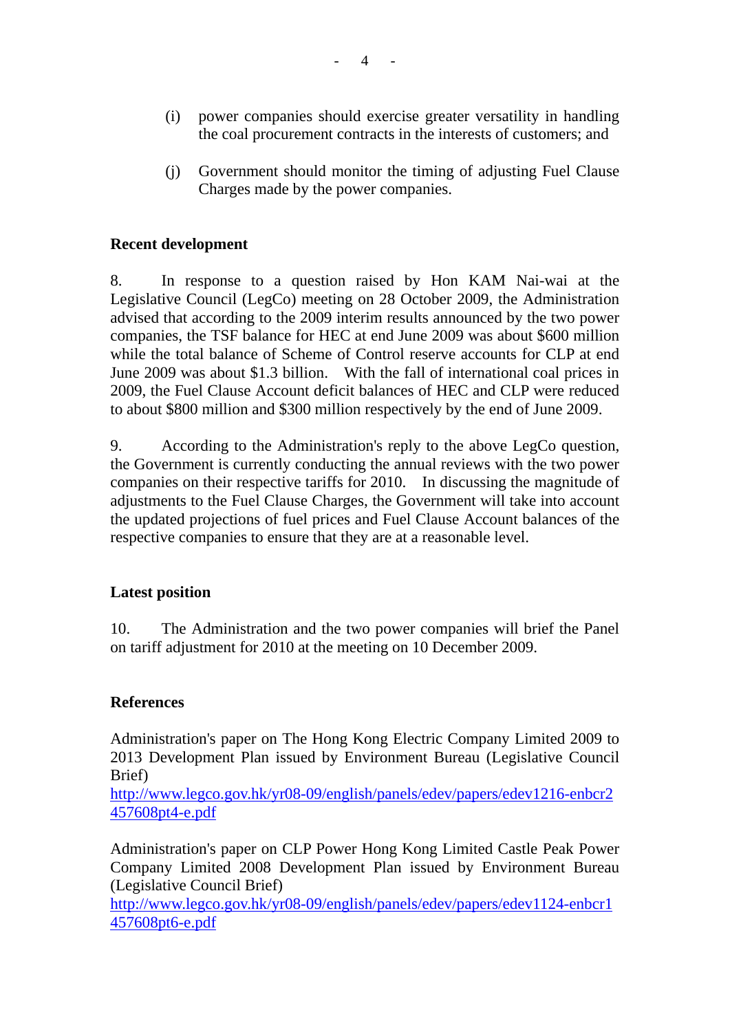(i) power companies should exercise greater versatility in handling the coal procurement contracts in the interests of customers; and

(j) Government should monitor the timing of adjusting Fuel Clause Charges made by the power companies.

**Recent development**

8. In response to a question raised by Hon KAM Nai-wai at the Legislative Council (LegCo) meeting on 28 October 2009, the Administration advised that according to the 2009 interim results announced by the two power companies, the TSF balance for HEC at end June 2009 was about $600 million while the total balance of Scheme of Control reserve accounts for CLP at end June 2009 was about $1.3 billion. With the fall of international coal prices in 2009, the Fuel Clause Account deficit balances of HEC and CLP were reduced to about $800 million and $300 million respectively by the end of June 2009.

9. According to the Administration's reply to the above LegCo question, the Government is currently conducting the annual reviews with the two power companies on their respective tariffs for 2010. In discussing the magnitude of adjustments to the Fuel Clause Charges, the Government will take into account the updated projections of fuel prices and Fuel Clause Account balances of the respective companies to ensure that they are at a reasonable level.

**Latest position**

10. The Administration and the two power companies will brief the Panel on tariff adjustment for 2010 at the meeting on 10 December 2009.

**References**

Administration's paper on The Hong Kong Electric Company Limited 2009 to 2013 Development Plan issued by Environment Bureau (Legislative Council Brief)
http://www.legco.gov.hk/yr08-09/english/panels/edev/papers/edev1216-enbcr2457608pt4-e.pdf

Administration's paper on CLP Power Hong Kong Limited Castle Peak Power Company Limited 2008 Development Plan issued by Environment Bureau (Legislative Council Brief)
http://www.legco.gov.hk/yr08-09/english/panels/edev/papers/edev1124-enbcr1457608pt6-e.pdf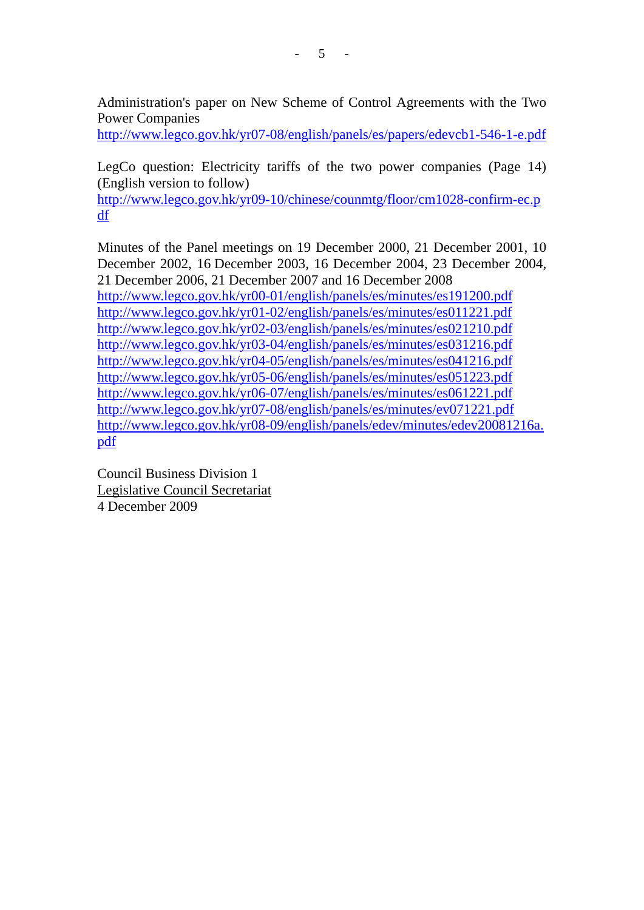Administration's paper on New Scheme of Control Agreements with the Two Power Companies
http://www.legco.gov.hk/yr07-08/english/panels/es/papers/edevcb1-546-1-e.pdf

LegCo question: Electricity tariffs of the two power companies (Page 14) (English version to follow)
http://www.legco.gov.hk/yr09-10/chinese/counmtg/floor/cm1028-confirm-ec.pdf

Minutes of the Panel meetings on 19 December 2000, 21 December 2001, 10 December 2002, 16 December 2003, 16 December 2004, 23 December 2004, 21 December 2006, 21 December 2007 and 16 December 2008
http://www.legco.gov.hk/yr00-01/english/panels/es/minutes/es191200.pdf
http://www.legco.gov.hk/yr01-02/english/panels/es/minutes/es011221.pdf
http://www.legco.gov.hk/yr02-03/english/panels/es/minutes/es021210.pdf
http://www.legco.gov.hk/yr03-04/english/panels/es/minutes/es031216.pdf
http://www.legco.gov.hk/yr04-05/english/panels/es/minutes/es041216.pdf
http://www.legco.gov.hk/yr05-06/english/panels/es/minutes/es051223.pdf
http://www.legco.gov.hk/yr06-07/english/panels/es/minutes/es061221.pdf
http://www.legco.gov.hk/yr07-08/english/panels/es/minutes/ev071221.pdf
http://www.legco.gov.hk/yr08-09/english/panels/edev/minutes/edev20081216a.pdf

Council Business Division 1
Legislative Council Secretariat
4 December 2009